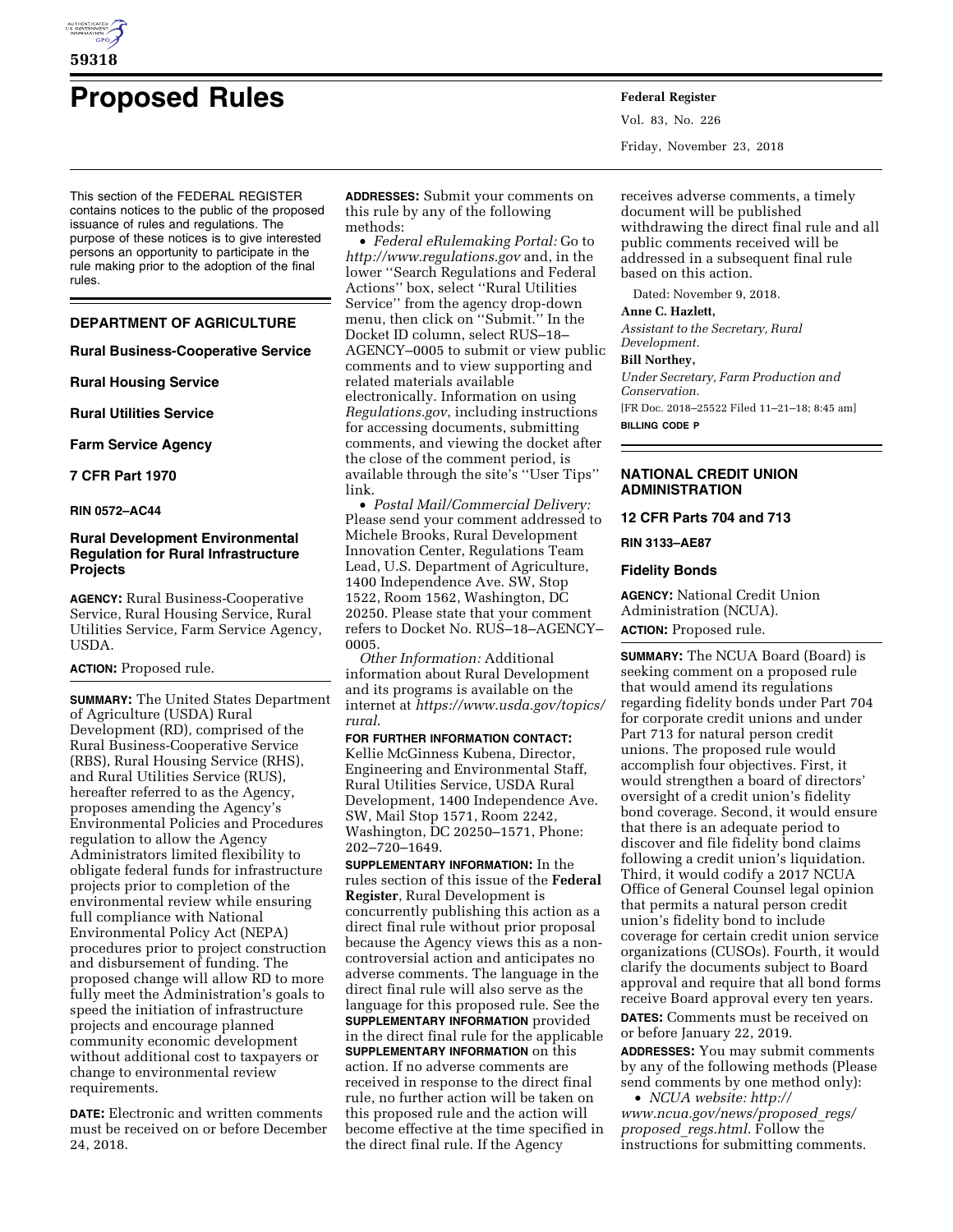# Proposed Rules

This section of the FEDERAL REGISTER contains notices to the public of the proposed issuance of rules and regulations. The purpose of these notices is to give interested persons an opportunity to participate in the rule making prior to the adoption of the final rules.

## DEPARTMENT OF AGRICULTURE

**Rural Business-Cooperative Service**

**Rural Housing Service**

**Rural Utilities Service**

**Farm Service Agency**

**7 CFR Part 1970**

**RIN 0572–AC44**

### Rural Development Environmental Regulation for Rural Infrastructure Projects

**AGENCY:** Rural Business-Cooperative Service, Rural Housing Service, Rural Utilities Service, Farm Service Agency, USDA.

**ACTION:** Proposed rule.

**SUMMARY:** The United States Department of Agriculture (USDA) Rural Development (RD), comprised of the Rural Business-Cooperative Service (RBS), Rural Housing Service (RHS), and Rural Utilities Service (RUS), hereafter referred to as the Agency, proposes amending the Agency's Environmental Policies and Procedures regulation to allow the Agency Administrators limited flexibility to obligate federal funds for infrastructure projects prior to completion of the environmental review while ensuring full compliance with National Environmental Policy Act (NEPA) procedures prior to project construction and disbursement of funding. The proposed change will allow RD to more fully meet the Administration's goals to speed the initiation of infrastructure projects and encourage planned community economic development without additional cost to taxpayers or change to environmental review requirements.

**DATE:** Electronic and written comments must be received on or before December 24, 2018.

**ADDRESSES:** Submit your comments on this rule by any of the following methods:

- *Federal eRulemaking Portal:* Go to *http://www.regulations.gov* and, in the lower ''Search Regulations and Federal Actions'' box, select ''Rural Utilities Service'' from the agency drop-down menu, then click on ''Submit.'' In the Docket ID column, select RUS–18–AGENCY–0005 to submit or view public comments and to view supporting and related materials available electronically. Information on using *Regulations.gov*, including instructions for accessing documents, submitting comments, and viewing the docket after the close of the comment period, is available through the site's ''User Tips'' link.
- *Postal Mail/Commercial Delivery:* Please send your comment addressed to Michele Brooks, Rural Development Innovation Center, Regulations Team Lead, U.S. Department of Agriculture, 1400 Independence Ave. SW, Stop 1522, Room 1562, Washington, DC 20250. Please state that your comment refers to Docket No. RUS–18–AGENCY–0005.

*Other Information:* Additional information about Rural Development and its programs is available on the internet at *https://www.usda.gov/topics/rural*.

**FOR FURTHER INFORMATION CONTACT:** Kellie McGinness Kubena, Director, Engineering and Environmental Staff, Rural Utilities Service, USDA Rural Development, 1400 Independence Ave. SW, Mail Stop 1571, Room 2242, Washington, DC 20250–1571, Phone: 202–720–1649.

**SUPPLEMENTARY INFORMATION:** In the rules section of this issue of the **Federal Register**, Rural Development is concurrently publishing this action as a direct final rule without prior proposal because the Agency views this as a non-controversial action and anticipates no adverse comments. The language in the direct final rule will also serve as the language for this proposed rule. See the **SUPPLEMENTARY INFORMATION** provided in the direct final rule for the applicable **SUPPLEMENTARY INFORMATION** on this action. If no adverse comments are received in response to the direct final rule, no further action will be taken on this proposed rule and the action will become effective at the time specified in the direct final rule. If the Agency receives adverse comments, a timely document will be published withdrawing the direct final rule and all public comments received will be addressed in a subsequent final rule based on this action.

Dated: November 9, 2018.

**Anne C. Hazlett,**

*Assistant to the Secretary, Rural Development.*

**Bill Northey,**

*Under Secretary, Farm Production and Conservation.*

[FR Doc. 2018–25522 Filed 11–21–18; 8:45 am]

**BILLING CODE P**

## NATIONAL CREDIT UNION ADMINISTRATION

**12 CFR Parts 704 and 713**

**RIN 3133–AE87**

### Fidelity Bonds

**AGENCY:** National Credit Union Administration (NCUA).

**ACTION:** Proposed rule.

**SUMMARY:** The NCUA Board (Board) is seeking comment on a proposed rule that would amend its regulations regarding fidelity bonds under Part 704 for corporate credit unions and under Part 713 for natural person credit unions. The proposed rule would accomplish four objectives. First, it would strengthen a board of directors' oversight of a credit union's fidelity bond coverage. Second, it would ensure that there is an adequate period to discover and file fidelity bond claims following a credit union's liquidation. Third, it would codify a 2017 NCUA Office of General Counsel legal opinion that permits a natural person credit union's fidelity bond to include coverage for certain credit union service organizations (CUSOs). Fourth, it would clarify the documents subject to Board approval and require that all bond forms receive Board approval every ten years.

**DATES:** Comments must be received on or before January 22, 2019.

**ADDRESSES:** You may submit comments by any of the following methods (Please send comments by one method only):

- *NCUA website: http://www.ncua.gov/news/proposed_regs/proposed_regs.html*. Follow the instructions for submitting comments.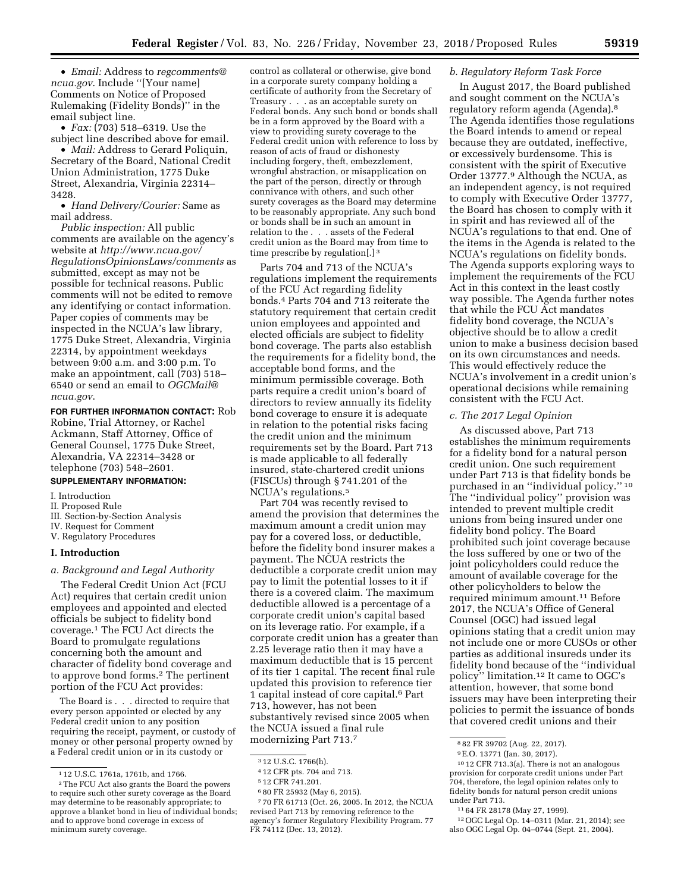- *Email:* Address to *regcomments@ncua.gov*. Include ''[Your name] Comments on Notice of Proposed Rulemaking (Fidelity Bonds)'' in the email subject line.
- *Fax:* (703) 518–6319. Use the subject line described above for email.
- *Mail:* Address to Gerard Poliquin, Secretary of the Board, National Credit Union Administration, 1775 Duke Street, Alexandria, Virginia 22314–3428.
- *Hand Delivery/Courier:* Same as mail address.

*Public inspection:* All public comments are available on the agency's website at *http://www.ncua.gov/RegulationsOpinionsLaws/comments* as submitted, except as may not be possible for technical reasons. Public comments will not be edited to remove any identifying or contact information. Paper copies of comments may be inspected in the NCUA's law library, 1775 Duke Street, Alexandria, Virginia 22314, by appointment weekdays between 9:00 a.m. and 3:00 p.m. To make an appointment, call (703) 518–6540 or send an email to *OGCMail@ncua.gov*.

**FOR FURTHER INFORMATION CONTACT:** Rob Robine, Trial Attorney, or Rachel Ackmann, Staff Attorney, Office of General Counsel, 1775 Duke Street, Alexandria, VA 22314–3428 or telephone (703) 548–2601.

**SUPPLEMENTARY INFORMATION:**

I. Introduction
II. Proposed Rule
III. Section-by-Section Analysis
IV. Request for Comment
V. Regulatory Procedures

## I. Introduction

### *a. Background and Legal Authority*

The Federal Credit Union Act (FCU Act) requires that certain credit union employees and appointed and elected officials be subject to fidelity bond coverage.[1] The FCU Act directs the Board to promulgate regulations concerning both the amount and character of fidelity bond coverage and to approve bond forms.[2] The pertinent portion of the FCU Act provides:

> The Board is . . . directed to require that every person appointed or elected by any Federal credit union to any position requiring the receipt, payment, or custody of money or other personal property owned by a Federal credit union or in its custody or control as collateral or otherwise, give bond in a corporate surety company holding a certificate of authority from the Secretary of Treasury . . . as an acceptable surety on Federal bonds. Any such bond or bonds shall be in a form approved by the Board with a view to providing surety coverage to the Federal credit union with reference to loss by reason of acts of fraud or dishonesty including forgery, theft, embezzlement, wrongful abstraction, or misapplication on the part of the person, directly or through connivance with others, and such other surety coverages as the Board may determine to be reasonably appropriate. Any such bond or bonds shall be in such an amount in relation to the . . . assets of the Federal credit union as the Board may from time to time prescribe by regulation[.][3]

Parts 704 and 713 of the NCUA's regulations implement the requirements of the FCU Act regarding fidelity bonds.[4] Parts 704 and 713 reiterate the statutory requirement that certain credit union employees and appointed and elected officials are subject to fidelity bond coverage. The parts also establish the requirements for a fidelity bond, the acceptable bond forms, and the minimum permissible coverage. Both parts require a credit union's board of directors to review annually its fidelity bond coverage to ensure it is adequate in relation to the potential risks facing the credit union and the minimum requirements set by the Board. Part 713 is made applicable to all federally insured, state-chartered credit unions (FISCUs) through § 741.201 of the NCUA's regulations.[5]

Part 704 was recently revised to amend the provision that determines the maximum amount a credit union may pay for a covered loss, or deductible, before the fidelity bond insurer makes a payment. The NCUA restricts the deductible a corporate credit union may pay to limit the potential losses to it if there is a covered claim. The maximum deductible allowed is a percentage of a corporate credit union's capital based on its leverage ratio. For example, if a corporate credit union has a greater than 2.25 leverage ratio then it may have a maximum deductible that is 15 percent of its tier 1 capital. The recent final rule updated this provision to reference tier 1 capital instead of core capital.[6] Part 713, however, has not been substantively revised since 2005 when the NCUA issued a final rule modernizing Part 713.[7]

### *b. Regulatory Reform Task Force*

In August 2017, the Board published and sought comment on the NCUA's regulatory reform agenda (Agenda).[8] The Agenda identifies those regulations the Board intends to amend or repeal because they are outdated, ineffective, or excessively burdensome. This is consistent with the spirit of Executive Order 13777.[9] Although the NCUA, as an independent agency, is not required to comply with Executive Order 13777, the Board has chosen to comply with it in spirit and has reviewed all of the NCUA's regulations to that end. One of the items in the Agenda is related to the NCUA's regulations on fidelity bonds. The Agenda supports exploring ways to implement the requirements of the FCU Act in this context in the least costly way possible. The Agenda further notes that while the FCU Act mandates fidelity bond coverage, the NCUA's objective should be to allow a credit union to make a business decision based on its own circumstances and needs. This would effectively reduce the NCUA's involvement in a credit union's operational decisions while remaining consistent with the FCU Act.

### *c. The 2017 Legal Opinion*

As discussed above, Part 713 establishes the minimum requirements for a fidelity bond for a natural person credit union. One such requirement under Part 713 is that fidelity bonds be purchased in an ''individual policy.''[10] The ''individual policy'' provision was intended to prevent multiple credit unions from being insured under one fidelity bond policy. The Board prohibited such joint coverage because the loss suffered by one or two of the joint policyholders could reduce the amount of available coverage for the other policyholders to below the required minimum amount.[11] Before 2017, the NCUA's Office of General Counsel (OGC) had issued legal opinions stating that a credit union may not include one or more CUSOs or other parties as additional insureds under its fidelity bond because of the ''individual policy'' limitation.[12] It came to OGC's attention, however, that some bond issuers may have been interpreting their policies to permit the issuance of bonds that covered credit unions and their

---

[1] 12 U.S.C. 1761a, 1761b, and 1766.

[2] The FCU Act also grants the Board the powers to require such other surety coverage as the Board may determine to be reasonably appropriate; to approve a blanket bond in lieu of individual bonds; and to approve bond coverage in excess of minimum surety coverage.

[3] 12 U.S.C. 1766(h).

[4] 12 CFR pts. 704 and 713.

[5] 12 CFR 741.201.

[6] 80 FR 25932 (May 6, 2015).

[7] 70 FR 61713 (Oct. 26, 2005. In 2012, the NCUA revised Part 713 by removing reference to the agency's former Regulatory Flexibility Program. 77 FR 74112 (Dec. 13, 2012).

[8] 82 FR 39702 (Aug. 22, 2017).

[9] E.O. 13771 (Jan. 30, 2017).

[10] 12 CFR 713.3(a). There is not an analogous provision for corporate credit unions under Part 704, therefore, the legal opinion relates only to fidelity bonds for natural person credit unions under Part 713.

[11] 64 FR 28178 (May 27, 1999).

[12] OGC Legal Op. 14–0311 (Mar. 21, 2014); see also OGC Legal Op. 04–0744 (Sept. 21, 2004).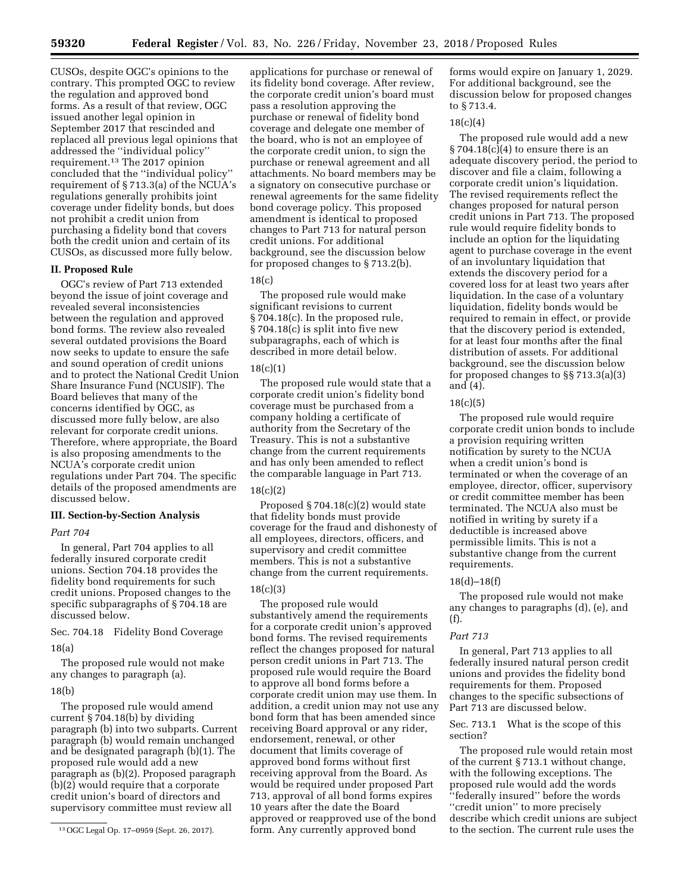CUSOs, despite OGC's opinions to the contrary. This prompted OGC to review the regulation and approved bond forms. As a result of that review, OGC issued another legal opinion in September 2017 that rescinded and replaced all previous legal opinions that addressed the ''individual policy'' requirement.[13] The 2017 opinion concluded that the ''individual policy'' requirement of § 713.3(a) of the NCUA's regulations generally prohibits joint coverage under fidelity bonds, but does not prohibit a credit union from purchasing a fidelity bond that covers both the credit union and certain of its CUSOs, as discussed more fully below.

## II. Proposed Rule

OGC's review of Part 713 extended beyond the issue of joint coverage and revealed several inconsistencies between the regulation and approved bond forms. The review also revealed several outdated provisions the Board now seeks to update to ensure the safe and sound operation of credit unions and to protect the National Credit Union Share Insurance Fund (NCUSIF). The Board believes that many of the concerns identified by OGC, as discussed more fully below, are also relevant for corporate credit unions. Therefore, where appropriate, the Board is also proposing amendments to the NCUA's corporate credit union regulations under Part 704. The specific details of the proposed amendments are discussed below.

## III. Section-by-Section Analysis

### *Part 704*

In general, Part 704 applies to all federally insured corporate credit unions. Section 704.18 provides the fidelity bond requirements for such credit unions. Proposed changes to the specific subparagraphs of § 704.18 are discussed below.

Sec. 704.18 Fidelity Bond Coverage

18(a)

The proposed rule would not make any changes to paragraph (a).

18(b)

The proposed rule would amend current § 704.18(b) by dividing paragraph (b) into two subparts. Current paragraph (b) would remain unchanged and be designated paragraph (b)(1). The proposed rule would add a new paragraph as (b)(2). Proposed paragraph (b)(2) would require that a corporate credit union's board of directors and supervisory committee must review all applications for purchase or renewal of its fidelity bond coverage. After review, the corporate credit union's board must pass a resolution approving the purchase or renewal of fidelity bond coverage and delegate one member of the board, who is not an employee of the corporate credit union, to sign the purchase or renewal agreement and all attachments. No board members may be a signatory on consecutive purchase or renewal agreements for the same fidelity bond coverage policy. This proposed amendment is identical to proposed changes to Part 713 for natural person credit unions. For additional background, see the discussion below for proposed changes to § 713.2(b).

18(c)

The proposed rule would make significant revisions to current § 704.18(c). In the proposed rule, § 704.18(c) is split into five new subparagraphs, each of which is described in more detail below.

18(c)(1)

The proposed rule would state that a corporate credit union's fidelity bond coverage must be purchased from a company holding a certificate of authority from the Secretary of the Treasury. This is not a substantive change from the current requirements and has only been amended to reflect the comparable language in Part 713.

18(c)(2)

Proposed § 704.18(c)(2) would state that fidelity bonds must provide coverage for the fraud and dishonesty of all employees, directors, officers, and supervisory and credit committee members. This is not a substantive change from the current requirements.

18(c)(3)

The proposed rule would substantively amend the requirements for a corporate credit union's approved bond forms. The revised requirements reflect the changes proposed for natural person credit unions in Part 713. The proposed rule would require the Board to approve all bond forms before a corporate credit union may use them. In addition, a credit union may not use any bond form that has been amended since receiving Board approval or any rider, endorsement, renewal, or other document that limits coverage of approved bond forms without first receiving approval from the Board. As would be required under proposed Part 713, approval of all bond forms expires 10 years after the date the Board approved or reapproved use of the bond form. Any currently approved bond forms would expire on January 1, 2029. For additional background, see the discussion below for proposed changes to § 713.4.

18(c)(4)

The proposed rule would add a new § 704.18(c)(4) to ensure there is an adequate discovery period, the period to discover and file a claim, following a corporate credit union's liquidation. The revised requirements reflect the changes proposed for natural person credit unions in Part 713. The proposed rule would require fidelity bonds to include an option for the liquidating agent to purchase coverage in the event of an involuntary liquidation that extends the discovery period for a covered loss for at least two years after liquidation. In the case of a voluntary liquidation, fidelity bonds would be required to remain in effect, or provide that the discovery period is extended, for at least four months after the final distribution of assets. For additional background, see the discussion below for proposed changes to §§ 713.3(a)(3) and (4).

18(c)(5)

The proposed rule would require corporate credit union bonds to include a provision requiring written notification by surety to the NCUA when a credit union's bond is terminated or when the coverage of an employee, director, officer, supervisory or credit committee member has been terminated. The NCUA also must be notified in writing by surety if a deductible is increased above permissible limits. This is not a substantive change from the current requirements.

18(d)–18(f)

The proposed rule would not make any changes to paragraphs (d), (e), and (f).

### *Part 713*

In general, Part 713 applies to all federally insured natural person credit unions and provides the fidelity bond requirements for them. Proposed changes to the specific subsections of Part 713 are discussed below.

Sec. 713.1 What is the scope of this section?

The proposed rule would retain most of the current § 713.1 without change, with the following exceptions. The proposed rule would add the words ''federally insured'' before the words ''credit union'' to more precisely describe which credit unions are subject to the section. The current rule uses the

[13] OGC Legal Op. 17–0959 (Sept. 26, 2017).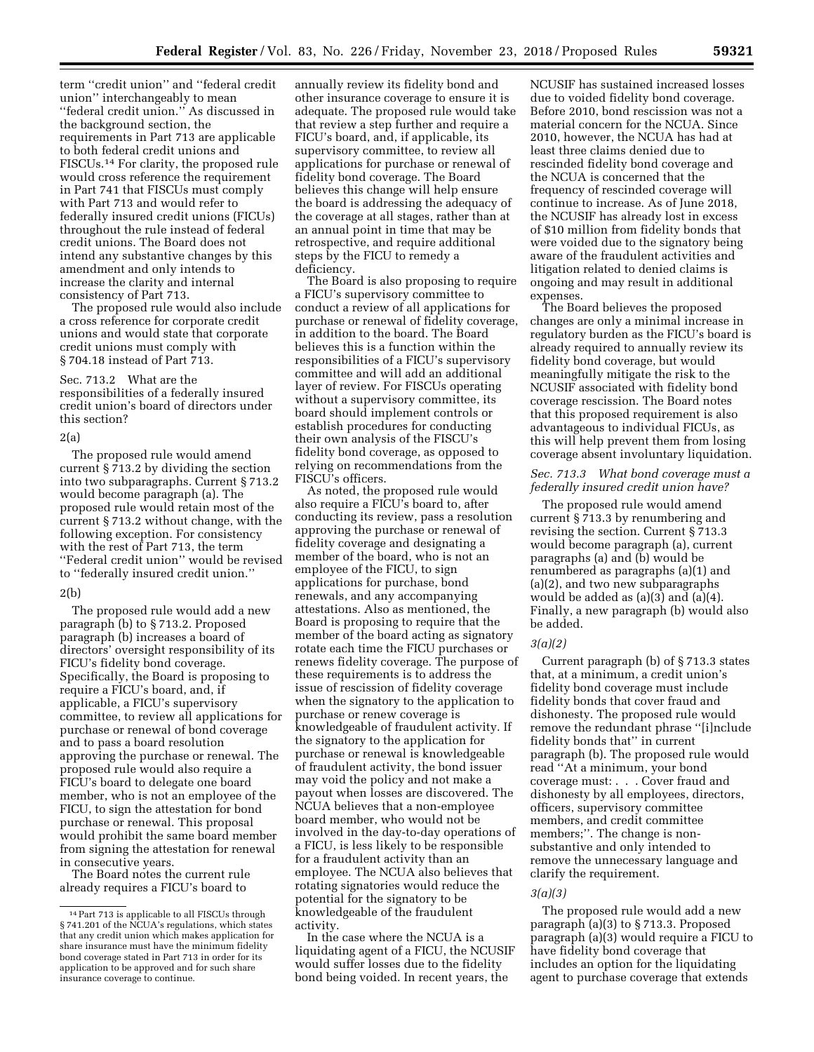term ''credit union'' and ''federal credit union'' interchangeably to mean ''federal credit union.'' As discussed in the background section, the requirements in Part 713 are applicable to both federal credit unions and FISCUs.[14] For clarity, the proposed rule would cross reference the requirement in Part 741 that FISCUs must comply with Part 713 and would refer to federally insured credit unions (FICUs) throughout the rule instead of federal credit unions. The Board does not intend any substantive changes by this amendment and only intends to increase the clarity and internal consistency of Part 713.

The proposed rule would also include a cross reference for corporate credit unions and would state that corporate credit unions must comply with § 704.18 instead of Part 713.

Sec. 713.2 What are the responsibilities of a federally insured credit union's board of directors under this section?

2(a)

The proposed rule would amend current § 713.2 by dividing the section into two subparagraphs. Current § 713.2 would become paragraph (a). The proposed rule would retain most of the current § 713.2 without change, with the following exception. For consistency with the rest of Part 713, the term ''Federal credit union'' would be revised to ''federally insured credit union.''

2(b)

The proposed rule would add a new paragraph (b) to § 713.2. Proposed paragraph (b) increases a board of directors' oversight responsibility of its FICU's fidelity bond coverage. Specifically, the Board is proposing to require a FICU's board, and, if applicable, a FICU's supervisory committee, to review all applications for purchase or renewal of bond coverage and to pass a board resolution approving the purchase or renewal. The proposed rule would also require a FICU's board to delegate one board member, who is not an employee of the FICU, to sign the attestation for bond purchase or renewal. This proposal would prohibit the same board member from signing the attestation for renewal in consecutive years.

The Board notes the current rule already requires a FICU's board to annually review its fidelity bond and other insurance coverage to ensure it is adequate. The proposed rule would take that review a step further and require a FICU's board, and, if applicable, its supervisory committee, to review all applications for purchase or renewal of fidelity bond coverage. The Board believes this change will help ensure the board is addressing the adequacy of the coverage at all stages, rather than at an annual point in time that may be retrospective, and require additional steps by the FICU to remedy a deficiency.

The Board is also proposing to require a FICU's supervisory committee to conduct a review of all applications for purchase or renewal of fidelity coverage, in addition to the board. The Board believes this is a function within the responsibilities of a FICU's supervisory committee and will add an additional layer of review. For FISCUs operating without a supervisory committee, its board should implement controls or establish procedures for conducting their own analysis of the FISCU's fidelity bond coverage, as opposed to relying on recommendations from the FISCU's officers.

As noted, the proposed rule would also require a FICU's board to, after conducting its review, pass a resolution approving the purchase or renewal of fidelity coverage and designating a member of the board, who is not an employee of the FICU, to sign applications for purchase, bond renewals, and any accompanying attestations. Also as mentioned, the Board is proposing to require that the member of the board acting as signatory rotate each time the FICU purchases or renews fidelity coverage. The purpose of these requirements is to address the issue of rescission of fidelity coverage when the signatory to the application to purchase or renew coverage is knowledgeable of fraudulent activity. If the signatory to the application for purchase or renewal is knowledgeable of fraudulent activity, the bond issuer may void the policy and not make a payout when losses are discovered. The NCUA believes that a non-employee board member, who would not be involved in the day-to-day operations of a FICU, is less likely to be responsible for a fraudulent activity than an employee. The NCUA also believes that rotating signatories would reduce the potential for the signatory to be knowledgeable of the fraudulent activity.

In the case where the NCUA is a liquidating agent of a FICU, the NCUSIF would suffer losses due to the fidelity bond being voided. In recent years, the NCUSIF has sustained increased losses due to voided fidelity bond coverage. Before 2010, bond rescission was not a material concern for the NCUA. Since 2010, however, the NCUA has had at least three claims denied due to rescinded fidelity bond coverage and the NCUA is concerned that the frequency of rescinded coverage will continue to increase. As of June 2018, the NCUSIF has already lost in excess of $10 million from fidelity bonds that were voided due to the signatory being aware of the fraudulent activities and litigation related to denied claims is ongoing and may result in additional expenses.

The Board believes the proposed changes are only a minimal increase in regulatory burden as the FICU's board is already required to annually review its fidelity bond coverage, but would meaningfully mitigate the risk to the NCUSIF associated with fidelity bond coverage rescission. The Board notes that this proposed requirement is also advantageous to individual FICUs, as this will help prevent them from losing coverage absent involuntary liquidation.

*Sec. 713.3 What bond coverage must a federally insured credit union have?*

The proposed rule would amend current § 713.3 by renumbering and revising the section. Current § 713.3 would become paragraph (a), current paragraphs (a) and (b) would be renumbered as paragraphs (a)(1) and (a)(2), and two new subparagraphs would be added as (a)(3) and (a)(4). Finally, a new paragraph (b) would also be added.

*3(a)(2)*

Current paragraph (b) of § 713.3 states that, at a minimum, a credit union's fidelity bond coverage must include fidelity bonds that cover fraud and dishonesty. The proposed rule would remove the redundant phrase ''[i]nclude fidelity bonds that'' in current paragraph (b). The proposed rule would read ''At a minimum, your bond coverage must: . . . Cover fraud and dishonesty by all employees, directors, officers, supervisory committee members, and credit committee members;''. The change is non-substantive and only intended to remove the unnecessary language and clarify the requirement.

*3(a)(3)*

The proposed rule would add a new paragraph (a)(3) to § 713.3. Proposed paragraph (a)(3) would require a FICU to have fidelity bond coverage that includes an option for the liquidating agent to purchase coverage that extends

---

[14] Part 713 is applicable to all FISCUs through § 741.201 of the NCUA's regulations, which states that any credit union which makes application for share insurance must have the minimum fidelity bond coverage stated in Part 713 in order for its application to be approved and for such share insurance coverage to continue.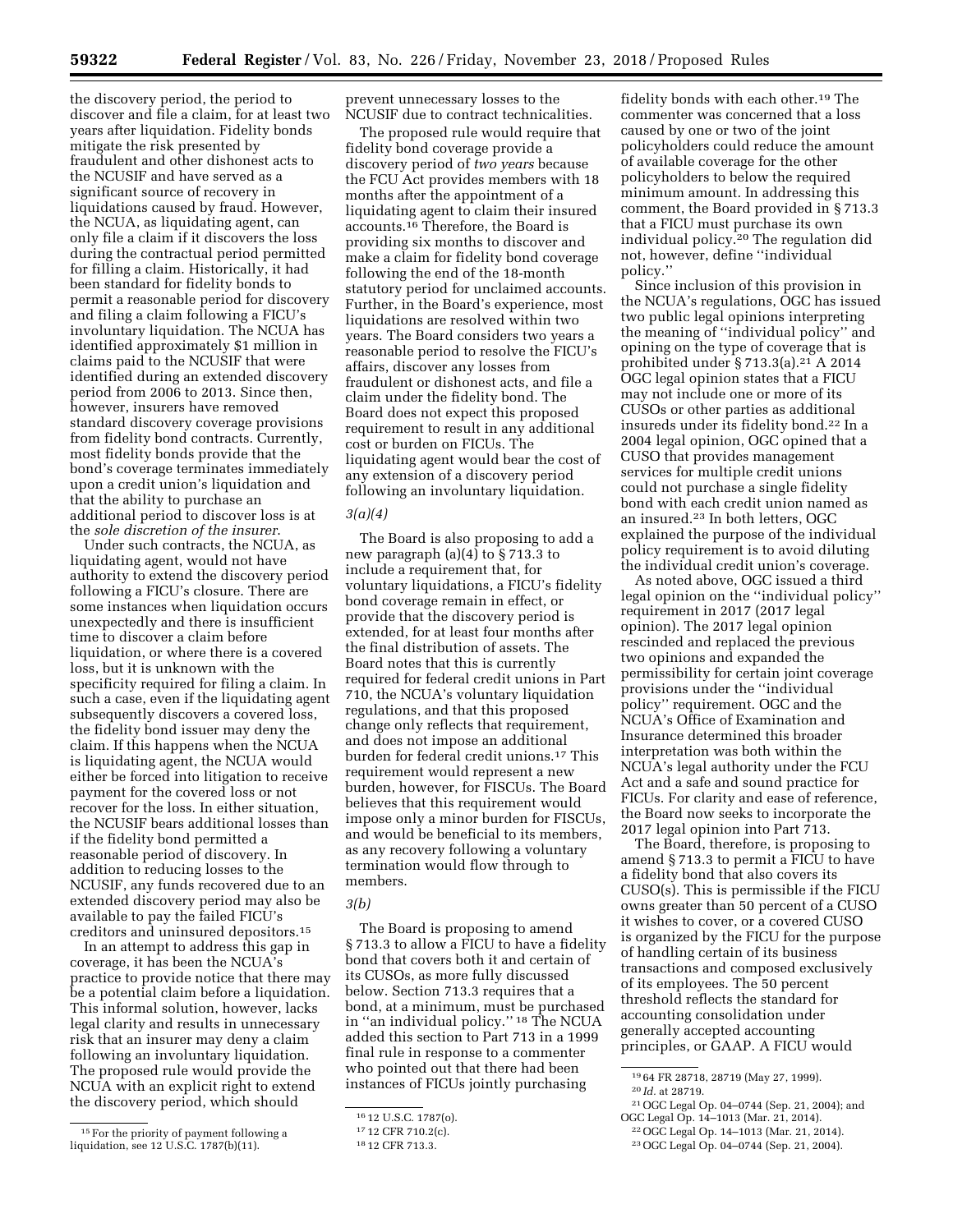the discovery period, the period to discover and file a claim, for at least two years after liquidation. Fidelity bonds mitigate the risk presented by fraudulent and other dishonest acts to the NCUSIF and have served as a significant source of recovery in liquidations caused by fraud. However, the NCUA, as liquidating agent, can only file a claim if it discovers the loss during the contractual period permitted for filling a claim. Historically, it had been standard for fidelity bonds to permit a reasonable period for discovery and filing a claim following a FICU's involuntary liquidation. The NCUA has identified approximately $1 million in claims paid to the NCUSIF that were identified during an extended discovery period from 2006 to 2013. Since then, however, insurers have removed standard discovery coverage provisions from fidelity bond contracts. Currently, most fidelity bonds provide that the bond's coverage terminates immediately upon a credit union's liquidation and that the ability to purchase an additional period to discover loss is at the *sole discretion of the insurer*.

Under such contracts, the NCUA, as liquidating agent, would not have authority to extend the discovery period following a FICU's closure. There are some instances when liquidation occurs unexpectedly and there is insufficient time to discover a claim before liquidation, or where there is a covered loss, but it is unknown with the specificity required for filing a claim. In such a case, even if the liquidating agent subsequently discovers a covered loss, the fidelity bond issuer may deny the claim. If this happens when the NCUA is liquidating agent, the NCUA would either be forced into litigation to receive payment for the covered loss or not recover for the loss. In either situation, the NCUSIF bears additional losses than if the fidelity bond permitted a reasonable period of discovery. In addition to reducing losses to the NCUSIF, any funds recovered due to an extended discovery period may also be available to pay the failed FICU's creditors and uninsured depositors.[15]

In an attempt to address this gap in coverage, it has been the NCUA's practice to provide notice that there may be a potential claim before a liquidation. This informal solution, however, lacks legal clarity and results in unnecessary risk that an insurer may deny a claim following an involuntary liquidation. The proposed rule would provide the NCUA with an explicit right to extend the discovery period, which should prevent unnecessary losses to the NCUSIF due to contract technicalities.

The proposed rule would require that fidelity bond coverage provide a discovery period of *two years* because the FCU Act provides members with 18 months after the appointment of a liquidating agent to claim their insured accounts.[16] Therefore, the Board is providing six months to discover and make a claim for fidelity bond coverage following the end of the 18-month statutory period for unclaimed accounts. Further, in the Board's experience, most liquidations are resolved within two years. The Board considers two years a reasonable period to resolve the FICU's affairs, discover any losses from fraudulent or dishonest acts, and file a claim under the fidelity bond. The Board does not expect this proposed requirement to result in any additional cost or burden on FICUs. The liquidating agent would bear the cost of any extension of a discovery period following an involuntary liquidation.

*3(a)(4)*

The Board is also proposing to add a new paragraph (a)(4) to § 713.3 to include a requirement that, for voluntary liquidations, a FICU's fidelity bond coverage remain in effect, or provide that the discovery period is extended, for at least four months after the final distribution of assets. The Board notes that this is currently required for federal credit unions in Part 710, the NCUA's voluntary liquidation regulations, and that this proposed change only reflects that requirement, and does not impose an additional burden for federal credit unions.[17] This requirement would represent a new burden, however, for FISCUs. The Board believes that this requirement would impose only a minor burden for FISCUs, and would be beneficial to its members, as any recovery following a voluntary termination would flow through to members.

*3(b)*

The Board is proposing to amend § 713.3 to allow a FICU to have a fidelity bond that covers both it and certain of its CUSOs, as more fully discussed below. Section 713.3 requires that a bond, at a minimum, must be purchased in ''an individual policy.'' [18] The NCUA added this section to Part 713 in a 1999 final rule in response to a commenter who pointed out that there had been instances of FICUs jointly purchasing fidelity bonds with each other.[19] The commenter was concerned that a loss caused by one or two of the joint policyholders could reduce the amount of available coverage for the other policyholders to below the required minimum amount. In addressing this comment, the Board provided in § 713.3 that a FICU must purchase its own individual policy.[20] The regulation did not, however, define ''individual policy.''

Since inclusion of this provision in the NCUA's regulations, OGC has issued two public legal opinions interpreting the meaning of ''individual policy'' and opining on the type of coverage that is prohibited under § 713.3(a).[21] A 2014 OGC legal opinion states that a FICU may not include one or more of its CUSOs or other parties as additional insureds under its fidelity bond.[22] In a 2004 legal opinion, OGC opined that a CUSO that provides management services for multiple credit unions could not purchase a single fidelity bond with each credit union named as an insured.[23] In both letters, OGC explained the purpose of the individual policy requirement is to avoid diluting the individual credit union's coverage.

As noted above, OGC issued a third legal opinion on the ''individual policy'' requirement in 2017 (2017 legal opinion). The 2017 legal opinion rescinded and replaced the previous two opinions and expanded the permissibility for certain joint coverage provisions under the ''individual policy'' requirement. OGC and the NCUA's Office of Examination and Insurance determined this broader interpretation was both within the NCUA's legal authority under the FCU Act and a safe and sound practice for FICUs. For clarity and ease of reference, the Board now seeks to incorporate the 2017 legal opinion into Part 713.

The Board, therefore, is proposing to amend § 713.3 to permit a FICU to have a fidelity bond that also covers its CUSO(s). This is permissible if the FICU owns greater than 50 percent of a CUSO it wishes to cover, or a covered CUSO is organized by the FICU for the purpose of handling certain of its business transactions and composed exclusively of its employees. The 50 percent threshold reflects the standard for accounting consolidation under generally accepted accounting principles, or GAAP. A FICU would

---

[15] For the priority of payment following a liquidation, see 12 U.S.C. 1787(b)(11).

[16] 12 U.S.C. 1787(o).

[17] 12 CFR 710.2(c).

[18] 12 CFR 713.3.

[19] 64 FR 28718, 28719 (May 27, 1999).

[20] *Id.* at 28719.

[21] OGC Legal Op. 04–0744 (Sep. 21, 2004); and OGC Legal Op. 14–1013 (Mar. 21, 2014).

[22] OGC Legal Op. 14–1013 (Mar. 21, 2014).

[23] OGC Legal Op. 04–0744 (Sep. 21, 2004).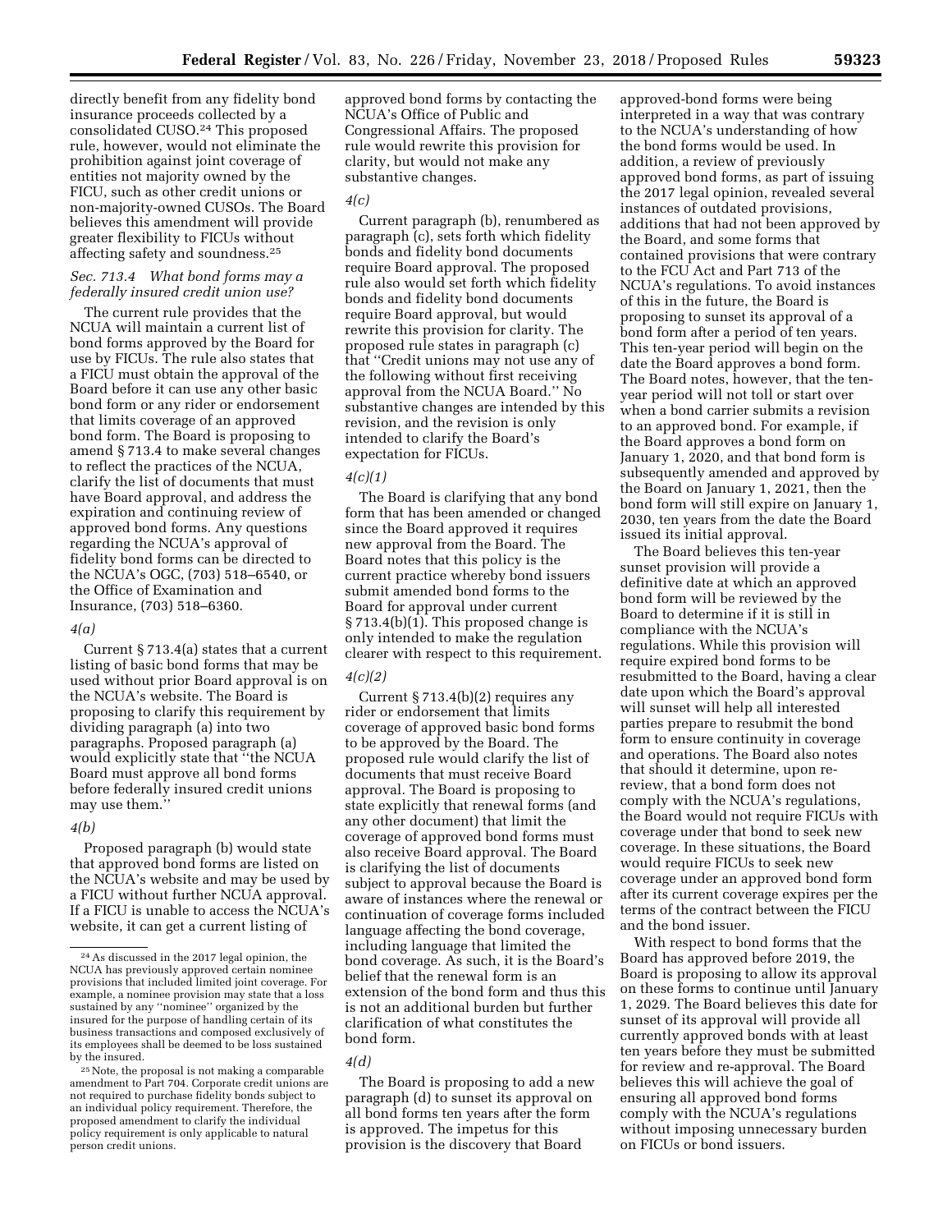directly benefit from any fidelity bond insurance proceeds collected by a consolidated CUSO.[24] This proposed rule, however, would not eliminate the prohibition against joint coverage of entities not majority owned by the FICU, such as other credit unions or non-majority-owned CUSOs. The Board believes this amendment will provide greater flexibility to FICUs without affecting safety and soundness.[25]

### *Sec. 713.4 What bond forms may a federally insured credit union use?*

The current rule provides that the NCUA will maintain a current list of bond forms approved by the Board for use by FICUs. The rule also states that a FICU must obtain the approval of the Board before it can use any other basic bond form or any rider or endorsement that limits coverage of an approved bond form. The Board is proposing to amend § 713.4 to make several changes to reflect the practices of the NCUA, clarify the list of documents that must have Board approval, and address the expiration and continuing review of approved bond forms. Any questions regarding the NCUA's approval of fidelity bond forms can be directed to the NCUA's OGC, (703) 518–6540, or the Office of Examination and Insurance, (703) 518–6360.

*4(a)*

Current § 713.4(a) states that a current listing of basic bond forms that may be used without prior Board approval is on the NCUA's website. The Board is proposing to clarify this requirement by dividing paragraph (a) into two paragraphs. Proposed paragraph (a) would explicitly state that "the NCUA Board must approve all bond forms before federally insured credit unions may use them."

*4(b)*

Proposed paragraph (b) would state that approved bond forms are listed on the NCUA's website and may be used by a FICU without further NCUA approval. If a FICU is unable to access the NCUA's website, it can get a current listing of approved bond forms by contacting the NCUA's Office of Public and Congressional Affairs. The proposed rule would rewrite this provision for clarity, but would not make any substantive changes.

*4(c)*

Current paragraph (b), renumbered as paragraph (c), sets forth which fidelity bonds and fidelity bond documents require Board approval. The proposed rule also would set forth which fidelity bonds and fidelity bond documents require Board approval, but would rewrite this provision for clarity. The proposed rule states in paragraph (c) that "Credit unions may not use any of the following without first receiving approval from the NCUA Board." No substantive changes are intended by this revision, and the revision is only intended to clarify the Board's expectation for FICUs.

*4(c)(1)*

The Board is clarifying that any bond form that has been amended or changed since the Board approved it requires new approval from the Board. The Board notes that this policy is the current practice whereby bond issuers submit amended bond forms to the Board for approval under current § 713.4(b)(1). This proposed change is only intended to make the regulation clearer with respect to this requirement.

*4(c)(2)*

Current § 713.4(b)(2) requires any rider or endorsement that limits coverage of approved basic bond forms to be approved by the Board. The proposed rule would clarify the list of documents that must receive Board approval. The Board is proposing to state explicitly that renewal forms (and any other document) that limit the coverage of approved bond forms must also receive Board approval. The Board is clarifying the list of documents subject to approval because the Board is aware of instances where the renewal or continuation of coverage forms included language affecting the bond coverage, including language that limited the bond coverage. As such, it is the Board's belief that the renewal form is an extension of the bond form and thus this is not an additional burden but further clarification of what constitutes the bond form.

*4(d)*

The Board is proposing to add a new paragraph (d) to sunset its approval on all bond forms ten years after the form is approved. The impetus for this provision is the discovery that Board approved-bond forms were being interpreted in a way that was contrary to the NCUA's understanding of how the bond forms would be used. In addition, a review of previously approved bond forms, as part of issuing the 2017 legal opinion, revealed several instances of outdated provisions, additions that had not been approved by the Board, and some forms that contained provisions that were contrary to the FCU Act and Part 713 of the NCUA's regulations. To avoid instances of this in the future, the Board is proposing to sunset its approval of a bond form after a period of ten years. This ten-year period will begin on the date the Board approves a bond form. The Board notes, however, that the ten-year period will not toll or start over when a bond carrier submits a revision to an approved bond. For example, if the Board approves a bond form on January 1, 2020, and that bond form is subsequently amended and approved by the Board on January 1, 2021, then the bond form will still expire on January 1, 2030, ten years from the date the Board issued its initial approval.

The Board believes this ten-year sunset provision will provide a definitive date at which an approved bond form will be reviewed by the Board to determine if it is still in compliance with the NCUA's regulations. While this provision will require expired bond forms to be resubmitted to the Board, having a clear date upon which the Board's approval will sunset will help all interested parties prepare to resubmit the bond form to ensure continuity in coverage and operations. The Board also notes that should it determine, upon re-review, that a bond form does not comply with the NCUA's regulations, the Board would not require FICUs with coverage under that bond to seek new coverage. In these situations, the Board would require FICUs to seek new coverage under an approved bond form after its current coverage expires per the terms of the contract between the FICU and the bond issuer.

With respect to bond forms that the Board has approved before 2019, the Board is proposing to allow its approval on these forms to continue until January 1, 2029. The Board believes this date for sunset of its approval will provide all currently approved bonds with at least ten years before they must be submitted for review and re-approval. The Board believes this will achieve the goal of ensuring all approved bond forms comply with the NCUA's regulations without imposing unnecessary burden on FICUs or bond issuers.

---

[24] As discussed in the 2017 legal opinion, the NCUA has previously approved certain nominee provisions that included limited joint coverage. For example, a nominee provision may state that a loss sustained by any "nominee" organized by the insured for the purpose of handling certain of its business transactions and composed exclusively of its employees shall be deemed to be loss sustained by the insured.

[25] Note, the proposal is not making a comparable amendment to Part 704. Corporate credit unions are not required to purchase fidelity bonds subject to an individual policy requirement. Therefore, the proposed amendment to clarify the individual policy requirement is only applicable to natural person credit unions.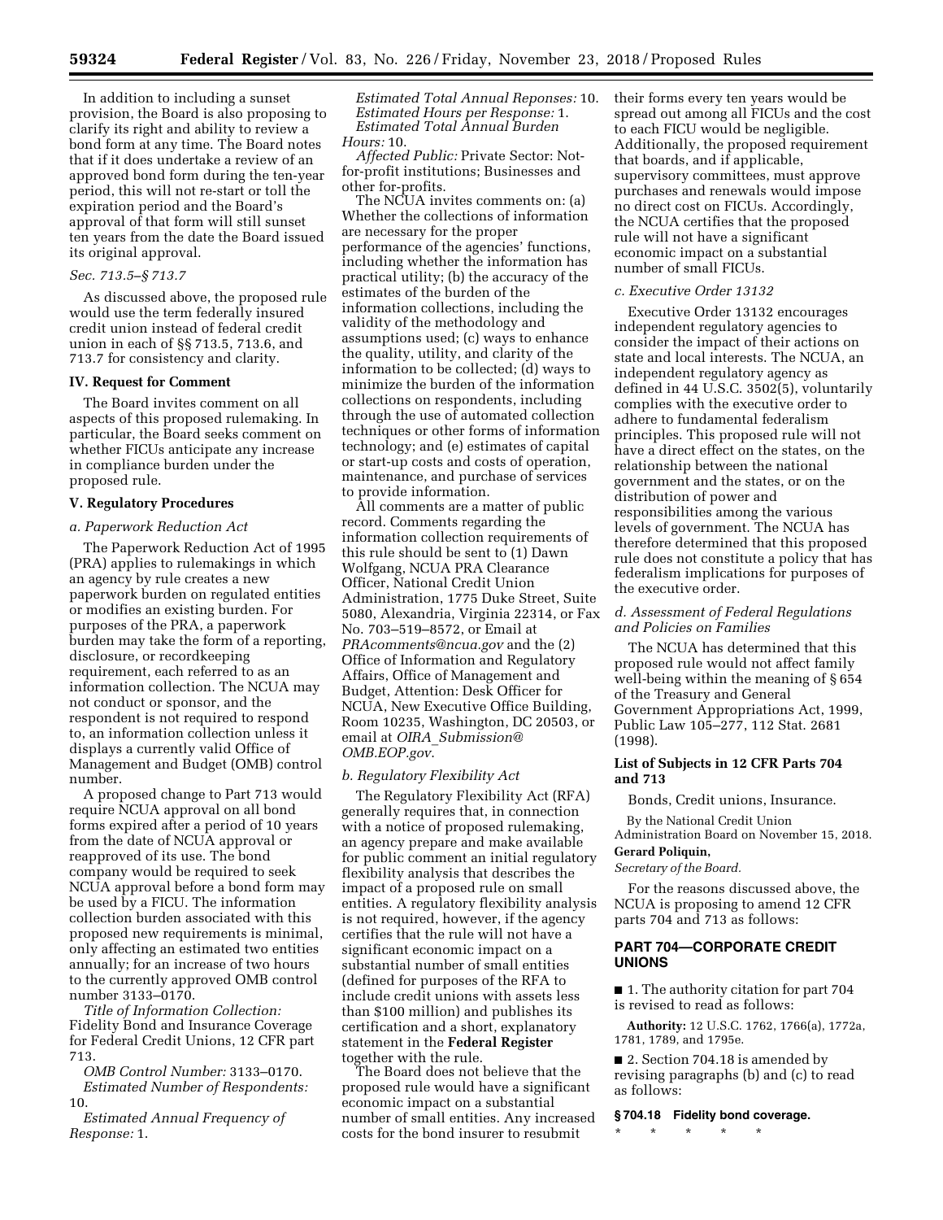In addition to including a sunset provision, the Board is also proposing to clarify its right and ability to review a bond form at any time. The Board notes that if it does undertake a review of an approved bond form during the ten-year period, this will not re-start or toll the expiration period and the Board's approval of that form will still sunset ten years from the date the Board issued its original approval.

*Sec. 713.5–§ 713.7*

As discussed above, the proposed rule would use the term federally insured credit union instead of federal credit union in each of §§ 713.5, 713.6, and 713.7 for consistency and clarity.

## IV. Request for Comment

The Board invites comment on all aspects of this proposed rulemaking. In particular, the Board seeks comment on whether FICUs anticipate any increase in compliance burden under the proposed rule.

## V. Regulatory Procedures

### *a. Paperwork Reduction Act*

The Paperwork Reduction Act of 1995 (PRA) applies to rulemakings in which an agency by rule creates a new paperwork burden on regulated entities or modifies an existing burden. For purposes of the PRA, a paperwork burden may take the form of a reporting, disclosure, or recordkeeping requirement, each referred to as an information collection. The NCUA may not conduct or sponsor, and the respondent is not required to respond to, an information collection unless it displays a currently valid Office of Management and Budget (OMB) control number.

A proposed change to Part 713 would require NCUA approval on all bond forms expired after a period of 10 years from the date of NCUA approval or reapproved of its use. The bond company would be required to seek NCUA approval before a bond form may be used by a FICU. The information collection burden associated with this proposed new requirements is minimal, only affecting an estimated two entities annually; for an increase of two hours to the currently approved OMB control number 3133–0170.

*Title of Information Collection:* Fidelity Bond and Insurance Coverage for Federal Credit Unions, 12 CFR part 713.

*OMB Control Number:* 3133–0170.

*Estimated Number of Respondents:* 10.

*Estimated Annual Frequency of Response:* 1.

*Estimated Total Annual Reponses:* 10.

*Estimated Hours per Response:* 1.

*Estimated Total Annual Burden Hours:* 10.

*Affected Public:* Private Sector: Not-for-profit institutions; Businesses and other for-profits.

The NCUA invites comments on: (a) Whether the collections of information are necessary for the proper performance of the agencies' functions, including whether the information has practical utility; (b) the accuracy of the estimates of the burden of the information collections, including the validity of the methodology and assumptions used; (c) ways to enhance the quality, utility, and clarity of the information to be collected; (d) ways to minimize the burden of the information collections on respondents, including through the use of automated collection techniques or other forms of information technology; and (e) estimates of capital or start-up costs and costs of operation, maintenance, and purchase of services to provide information.

All comments are a matter of public record. Comments regarding the information collection requirements of this rule should be sent to (1) Dawn Wolfgang, NCUA PRA Clearance Officer, National Credit Union Administration, 1775 Duke Street, Suite 5080, Alexandria, Virginia 22314, or Fax No. 703–519–8572, or Email at *PRAcomments@ncua.gov* and the (2) Office of Information and Regulatory Affairs, Office of Management and Budget, Attention: Desk Officer for NCUA, New Executive Office Building, Room 10235, Washington, DC 20503, or email at *OIRA_Submission@OMB.EOP.gov*.

### *b. Regulatory Flexibility Act*

The Regulatory Flexibility Act (RFA) generally requires that, in connection with a notice of proposed rulemaking, an agency prepare and make available for public comment an initial regulatory flexibility analysis that describes the impact of a proposed rule on small entities. A regulatory flexibility analysis is not required, however, if the agency certifies that the rule will not have a significant economic impact on a substantial number of small entities (defined for purposes of the RFA to include credit unions with assets less than $100 million) and publishes its certification and a short, explanatory statement in the **Federal Register** together with the rule.

The Board does not believe that the proposed rule would have a significant economic impact on a substantial number of small entities. Any increased costs for the bond insurer to resubmit their forms every ten years would be spread out among all FICUs and the cost to each FICU would be negligible. Additionally, the proposed requirement that boards, and if applicable, supervisory committees, must approve purchases and renewals would impose no direct cost on FICUs. Accordingly, the NCUA certifies that the proposed rule will not have a significant economic impact on a substantial number of small FICUs.

### *c. Executive Order 13132*

Executive Order 13132 encourages independent regulatory agencies to consider the impact of their actions on state and local interests. The NCUA, an independent regulatory agency as defined in 44 U.S.C. 3502(5), voluntarily complies with the executive order to adhere to fundamental federalism principles. This proposed rule will not have a direct effect on the states, on the relationship between the national government and the states, or on the distribution of power and responsibilities among the various levels of government. The NCUA has therefore determined that this proposed rule does not constitute a policy that has federalism implications for purposes of the executive order.

### *d. Assessment of Federal Regulations and Policies on Families*

The NCUA has determined that this proposed rule would not affect family well-being within the meaning of § 654 of the Treasury and General Government Appropriations Act, 1999, Public Law 105–277, 112 Stat. 2681 (1998).

## List of Subjects in 12 CFR Parts 704 and 713

Bonds, Credit unions, Insurance.

By the National Credit Union Administration Board on November 15, 2018.

**Gerard Poliquin,**

*Secretary of the Board.*

For the reasons discussed above, the NCUA is proposing to amend 12 CFR parts 704 and 713 as follows:

## PART 704—CORPORATE CREDIT UNIONS

■ 1. The authority citation for part 704 is revised to read as follows:

**Authority:** 12 U.S.C. 1762, 1766(a), 1772a, 1781, 1789, and 1795e.

■ 2. Section 704.18 is amended by revising paragraphs (b) and (c) to read as follows:

### § 704.18 Fidelity bond coverage.

\* \* \* \* \*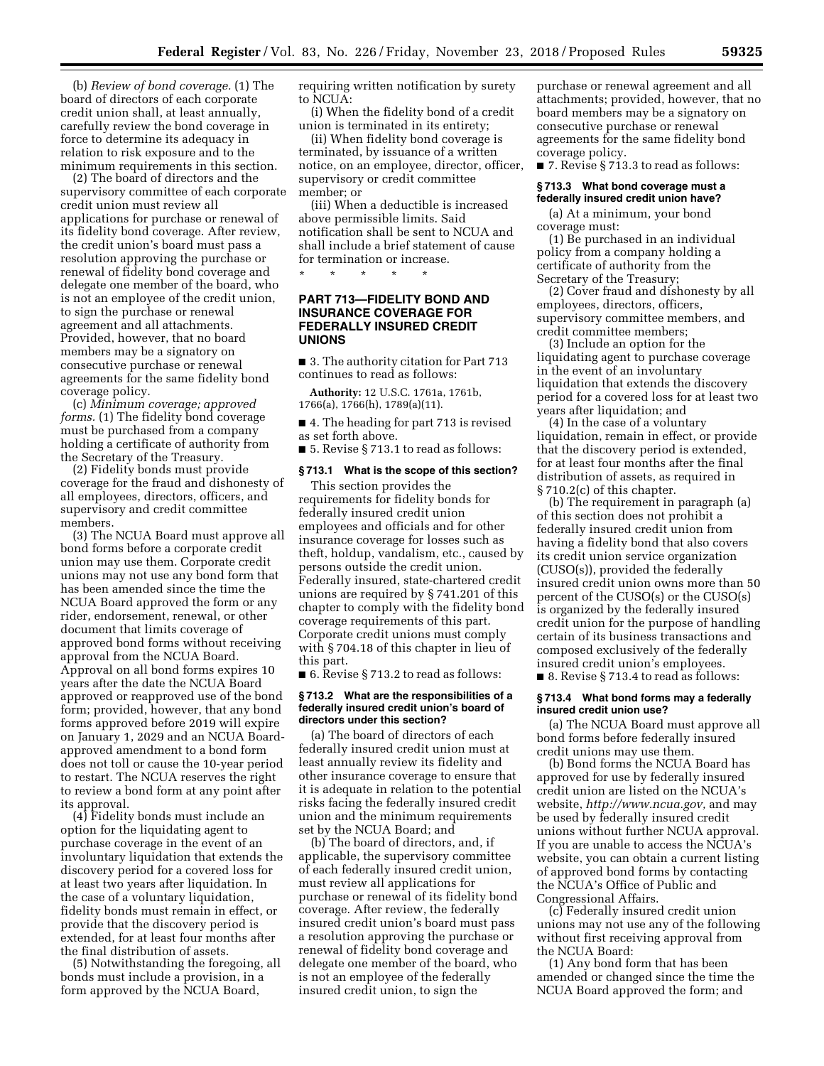(b) *Review of bond coverage.* (1) The board of directors of each corporate credit union shall, at least annually, carefully review the bond coverage in force to determine its adequacy in relation to risk exposure and to the minimum requirements in this section.

(2) The board of directors and the supervisory committee of each corporate credit union must review all applications for purchase or renewal of its fidelity bond coverage. After review, the credit union's board must pass a resolution approving the purchase or renewal of fidelity bond coverage and delegate one member of the board, who is not an employee of the credit union, to sign the purchase or renewal agreement and all attachments. Provided, however, that no board members may be a signatory on consecutive purchase or renewal agreements for the same fidelity bond coverage policy.

(c) *Minimum coverage; approved forms.* (1) The fidelity bond coverage must be purchased from a company holding a certificate of authority from the Secretary of the Treasury.

(2) Fidelity bonds must provide coverage for the fraud and dishonesty of all employees, directors, officers, and supervisory and credit committee members.

(3) The NCUA Board must approve all bond forms before a corporate credit union may use them. Corporate credit unions may not use any bond form that has been amended since the time the NCUA Board approved the form or any rider, endorsement, renewal, or other document that limits coverage of approved bond forms without receiving approval from the NCUA Board. Approval on all bond forms expires 10 years after the date the NCUA Board approved or reapproved use of the bond form; provided, however, that any bond forms approved before 2019 will expire on January 1, 2029 and an NCUA Board-approved amendment to a bond form does not toll or cause the 10-year period to restart. The NCUA reserves the right to review a bond form at any point after its approval.

(4) Fidelity bonds must include an option for the liquidating agent to purchase coverage in the event of an involuntary liquidation that extends the discovery period for a covered loss for at least two years after liquidation. In the case of a voluntary liquidation, fidelity bonds must remain in effect, or provide that the discovery period is extended, for at least four months after the final distribution of assets.

(5) Notwithstanding the foregoing, all bonds must include a provision, in a form approved by the NCUA Board, requiring written notification by surety to NCUA:

(i) When the fidelity bond of a credit union is terminated in its entirety;

(ii) When fidelity bond coverage is terminated, by issuance of a written notice, on an employee, director, officer, supervisory or credit committee member; or

(iii) When a deductible is increased above permissible limits. Said notification shall be sent to NCUA and shall include a brief statement of cause for termination or increase.

\* \* \* \* \*

## PART 713—FIDELITY BOND AND INSURANCE COVERAGE FOR FEDERALLY INSURED CREDIT UNIONS

■ 3. The authority citation for Part 713 continues to read as follows:

**Authority:** 12 U.S.C. 1761a, 1761b, 1766(a), 1766(h), 1789(a)(11).

■ 4. The heading for part 713 is revised as set forth above.

■ 5. Revise § 713.1 to read as follows:

### § 713.1 What is the scope of this section?

This section provides the requirements for fidelity bonds for federally insured credit union employees and officials and for other insurance coverage for losses such as theft, holdup, vandalism, etc., caused by persons outside the credit union. Federally insured, state-chartered credit unions are required by § 741.201 of this chapter to comply with the fidelity bond coverage requirements of this part. Corporate credit unions must comply with § 704.18 of this chapter in lieu of this part.

■ 6. Revise § 713.2 to read as follows:

### § 713.2 What are the responsibilities of a federally insured credit union's board of directors under this section?

(a) The board of directors of each federally insured credit union must at least annually review its fidelity and other insurance coverage to ensure that it is adequate in relation to the potential risks facing the federally insured credit union and the minimum requirements set by the NCUA Board; and

(b) The board of directors, and, if applicable, the supervisory committee of each federally insured credit union, must review all applications for purchase or renewal of its fidelity bond coverage. After review, the federally insured credit union's board must pass a resolution approving the purchase or renewal of fidelity bond coverage and delegate one member of the board, who is not an employee of the federally insured credit union, to sign the purchase or renewal agreement and all attachments; provided, however, that no board members may be a signatory on consecutive purchase or renewal agreements for the same fidelity bond coverage policy.

■ 7. Revise § 713.3 to read as follows:

### § 713.3 What bond coverage must a federally insured credit union have?

(a) At a minimum, your bond coverage must:

(1) Be purchased in an individual policy from a company holding a certificate of authority from the Secretary of the Treasury;

(2) Cover fraud and dishonesty by all employees, directors, officers, supervisory committee members, and credit committee members;

(3) Include an option for the liquidating agent to purchase coverage in the event of an involuntary liquidation that extends the discovery period for a covered loss for at least two years after liquidation; and

(4) In the case of a voluntary liquidation, remain in effect, or provide that the discovery period is extended, for at least four months after the final distribution of assets, as required in § 710.2(c) of this chapter.

(b) The requirement in paragraph (a) of this section does not prohibit a federally insured credit union from having a fidelity bond that also covers its credit union service organization (CUSO(s)), provided the federally insured credit union owns more than 50 percent of the CUSO(s) or the CUSO(s) is organized by the federally insured credit union for the purpose of handling certain of its business transactions and composed exclusively of the federally insured credit union's employees.

■ 8. Revise § 713.4 to read as follows:

### § 713.4 What bond forms may a federally insured credit union use?

(a) The NCUA Board must approve all bond forms before federally insured credit unions may use them.

(b) Bond forms the NCUA Board has approved for use by federally insured credit union are listed on the NCUA's website, *http://www.ncua.gov,* and may be used by federally insured credit unions without further NCUA approval. If you are unable to access the NCUA's website, you can obtain a current listing of approved bond forms by contacting the NCUA's Office of Public and Congressional Affairs.

(c) Federally insured credit union unions may not use any of the following without first receiving approval from the NCUA Board:

(1) Any bond form that has been amended or changed since the time the NCUA Board approved the form; and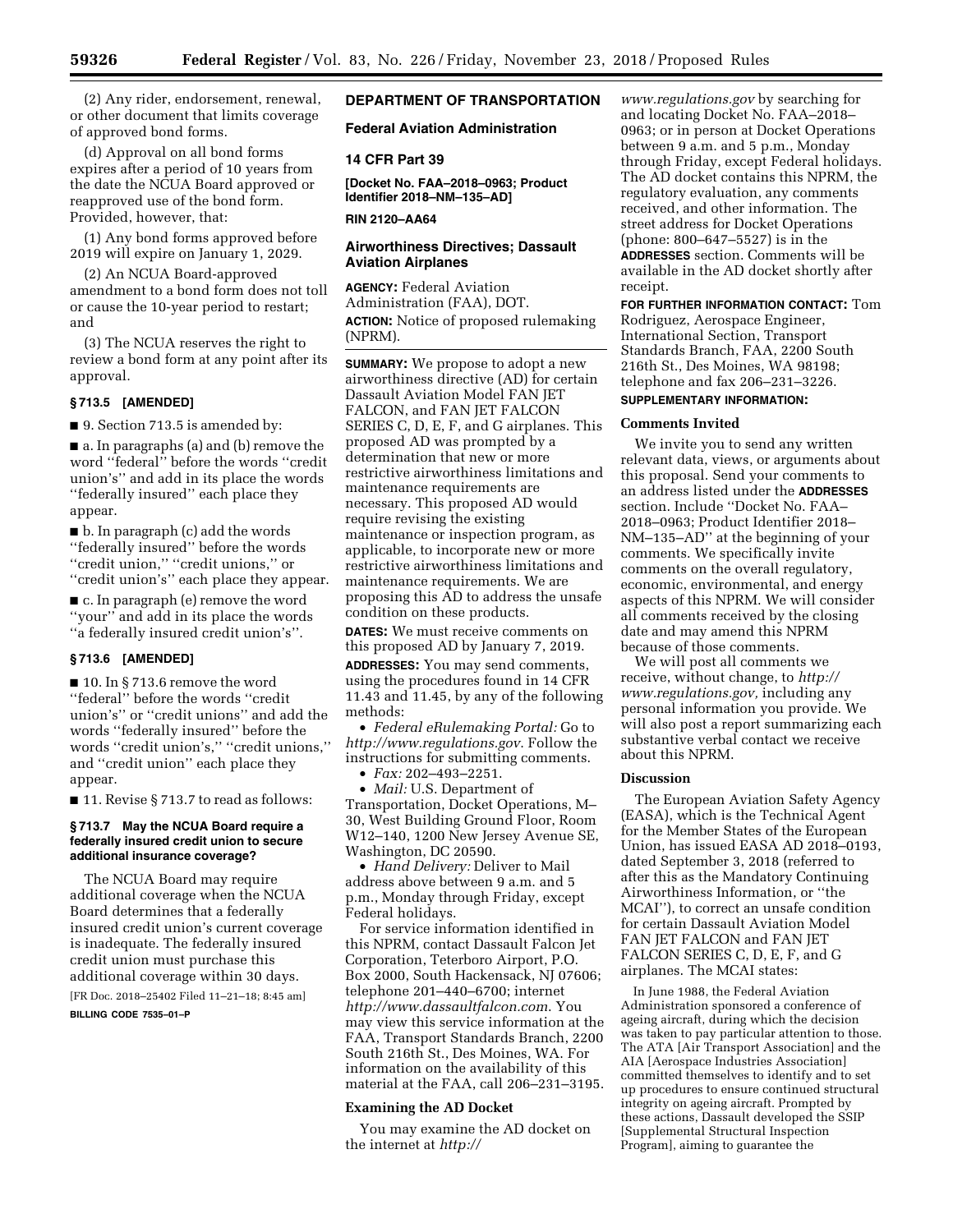(2) Any rider, endorsement, renewal, or other document that limits coverage of approved bond forms.

(d) Approval on all bond forms expires after a period of 10 years from the date the NCUA Board approved or reapproved use of the bond form. Provided, however, that:

(1) Any bond forms approved before 2019 will expire on January 1, 2029.

(2) An NCUA Board-approved amendment to a bond form does not toll or cause the 10-year period to restart; and

(3) The NCUA reserves the right to review a bond form at any point after its approval.

### § 713.5 [AMENDED]

■ 9. Section 713.5 is amended by:

■ a. In paragraphs (a) and (b) remove the word ''federal'' before the words ''credit union's'' and add in its place the words ''federally insured'' each place they appear.

■ b. In paragraph (c) add the words ''federally insured'' before the words ''credit union,'' ''credit unions,'' or ''credit union's'' each place they appear.

■ c. In paragraph (e) remove the word ''your'' and add in its place the words ''a federally insured credit union's''.

### § 713.6 [AMENDED]

■ 10. In § 713.6 remove the word ''federal'' before the words ''credit union's'' or ''credit unions'' and add the words ''federally insured'' before the words ''credit union's,'' ''credit unions,'' and ''credit union'' each place they appear.

■ 11. Revise § 713.7 to read as follows:

### § 713.7 May the NCUA Board require a federally insured credit union to secure additional insurance coverage?

The NCUA Board may require additional coverage when the NCUA Board determines that a federally insured credit union's current coverage is inadequate. The federally insured credit union must purchase this additional coverage within 30 days.

[FR Doc. 2018–25402 Filed 11–21–18; 8:45 am]

**BILLING CODE 7535–01–P**

## DEPARTMENT OF TRANSPORTATION

### Federal Aviation Administration

### 14 CFR Part 39

**[Docket No. FAA–2018–0963; Product Identifier 2018–NM–135–AD]**

**RIN 2120–AA64**

### Airworthiness Directives; Dassault Aviation Airplanes

**AGENCY:** Federal Aviation Administration (FAA), DOT.

**ACTION:** Notice of proposed rulemaking (NPRM).

**SUMMARY:** We propose to adopt a new airworthiness directive (AD) for certain Dassault Aviation Model FAN JET FALCON, and FAN JET FALCON SERIES C, D, E, F, and G airplanes. This proposed AD was prompted by a determination that new or more restrictive airworthiness limitations and maintenance requirements are necessary. This proposed AD would require revising the existing maintenance or inspection program, as applicable, to incorporate new or more restrictive airworthiness limitations and maintenance requirements. We are proposing this AD to address the unsafe condition on these products.

**DATES:** We must receive comments on this proposed AD by January 7, 2019.

**ADDRESSES:** You may send comments, using the procedures found in 14 CFR 11.43 and 11.45, by any of the following methods:

- *Federal eRulemaking Portal:* Go to *http://www.regulations.gov*. Follow the instructions for submitting comments.
- *Fax:* 202–493–2251.
- *Mail:* U.S. Department of Transportation, Docket Operations, M–30, West Building Ground Floor, Room W12–140, 1200 New Jersey Avenue SE, Washington, DC 20590.
- *Hand Delivery:* Deliver to Mail address above between 9 a.m. and 5 p.m., Monday through Friday, except Federal holidays.

For service information identified in this NPRM, contact Dassault Falcon Jet Corporation, Teterboro Airport, P.O. Box 2000, South Hackensack, NJ 07606; telephone 201–440–6700; internet *http://www.dassaultfalcon.com*. You may view this service information at the FAA, Transport Standards Branch, 2200 South 216th St., Des Moines, WA. For information on the availability of this material at the FAA, call 206–231–3195.

### Examining the AD Docket

You may examine the AD docket on the internet at *http://www.regulations.gov* by searching for and locating Docket No. FAA–2018–0963; or in person at Docket Operations between 9 a.m. and 5 p.m., Monday through Friday, except Federal holidays. The AD docket contains this NPRM, the regulatory evaluation, any comments received, and other information. The street address for Docket Operations (phone: 800–647–5527) is in the **ADDRESSES** section. Comments will be available in the AD docket shortly after receipt.

**FOR FURTHER INFORMATION CONTACT:** Tom Rodriguez, Aerospace Engineer, International Section, Transport Standards Branch, FAA, 2200 South 216th St., Des Moines, WA 98198; telephone and fax 206–231–3226.

**SUPPLEMENTARY INFORMATION:**

### Comments Invited

We invite you to send any written relevant data, views, or arguments about this proposal. Send your comments to an address listed under the **ADDRESSES** section. Include ''Docket No. FAA–2018–0963; Product Identifier 2018–NM–135–AD'' at the beginning of your comments. We specifically invite comments on the overall regulatory, economic, environmental, and energy aspects of this NPRM. We will consider all comments received by the closing date and may amend this NPRM because of those comments.

We will post all comments we receive, without change, to *http://www.regulations.gov,* including any personal information you provide. We will also post a report summarizing each substantive verbal contact we receive about this NPRM.

### Discussion

The European Aviation Safety Agency (EASA), which is the Technical Agent for the Member States of the European Union, has issued EASA AD 2018–0193, dated September 3, 2018 (referred to after this as the Mandatory Continuing Airworthiness Information, or ''the MCAI''), to correct an unsafe condition for certain Dassault Aviation Model FAN JET FALCON and FAN JET FALCON SERIES C, D, E, F, and G airplanes. The MCAI states:

In June 1988, the Federal Aviation Administration sponsored a conference of ageing aircraft, during which the decision was taken to pay particular attention to those. The ATA [Air Transport Association] and the AIA [Aerospace Industries Association] committed themselves to identify and to set up procedures to ensure continued structural integrity on ageing aircraft. Prompted by these actions, Dassault developed the SSIP [Supplemental Structural Inspection Program], aiming to guarantee the